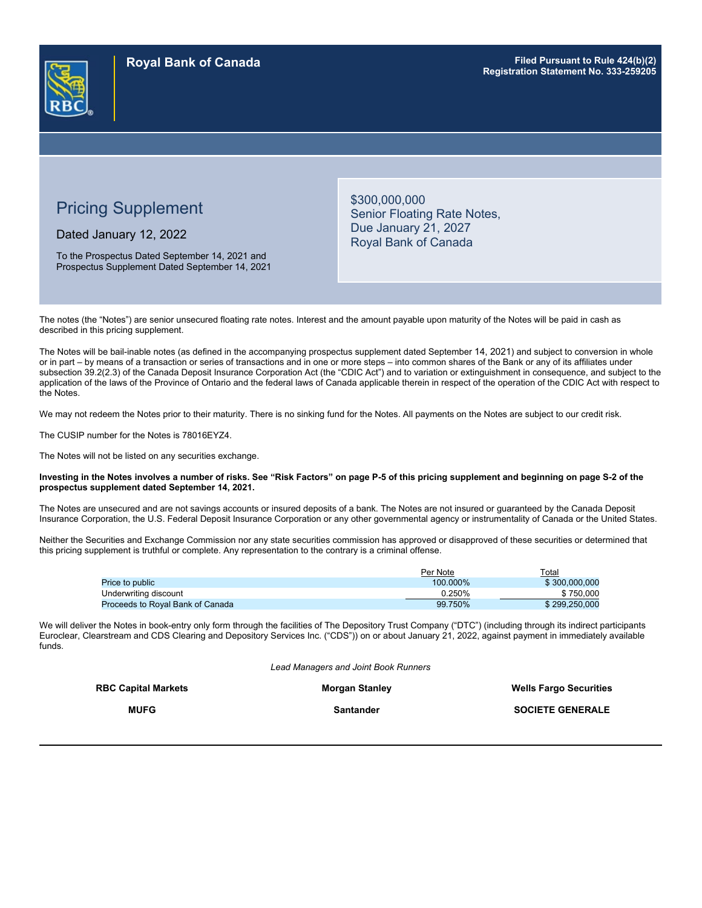**Royal Bank of Canada**

**Filed Pursuant to Rule 424(b)(2)**
**Registration Statement No. 333-259205**

# Pricing Supplement

Dated January 12, 2022

To the Prospectus Dated September 14, 2021 and Prospectus Supplement Dated September 14, 2021

## $300,000,000 Senior Floating Rate Notes, Due January 21, 2027 Royal Bank of Canada

The notes (the "Notes") are senior unsecured floating rate notes. Interest and the amount payable upon maturity of the Notes will be paid in cash as described in this pricing supplement.

The Notes will be bail-inable notes (as defined in the accompanying prospectus supplement dated September 14, 2021) and subject to conversion in whole or in part – by means of a transaction or series of transactions and in one or more steps – into common shares of the Bank or any of its affiliates under subsection 39.2(2.3) of the Canada Deposit Insurance Corporation Act (the "CDIC Act") and to variation or extinguishment in consequence, and subject to the application of the laws of the Province of Ontario and the federal laws of Canada applicable therein in respect of the operation of the CDIC Act with respect to the Notes.

We may not redeem the Notes prior to their maturity. There is no sinking fund for the Notes. All payments on the Notes are subject to our credit risk.

The CUSIP number for the Notes is 78016EYZ4.

The Notes will not be listed on any securities exchange.

**Investing in the Notes involves a number of risks. See "Risk Factors" on page P-5 of this pricing supplement and beginning on page S-2 of the prospectus supplement dated September 14, 2021.**

The Notes are unsecured and are not savings accounts or insured deposits of a bank. The Notes are not insured or guaranteed by the Canada Deposit Insurance Corporation, the U.S. Federal Deposit Insurance Corporation or any other governmental agency or instrumentality of Canada or the United States.

Neither the Securities and Exchange Commission nor any state securities commission has approved or disapproved of these securities or determined that this pricing supplement is truthful or complete. Any representation to the contrary is a criminal offense.

| | Per Note | Total |
|---|---|---|
| Price to public | 100.000% | $ 300,000,000 |
| Underwriting discount | 0.250% | $ 750,000 |
| Proceeds to Royal Bank of Canada | 99.750% | $ 299,250,000 |

We will deliver the Notes in book-entry only form through the facilities of The Depository Trust Company ("DTC") (including through its indirect participants Euroclear, Clearstream and CDS Clearing and Depository Services Inc. ("CDS")) on or about January 21, 2022, against payment in immediately available funds.

*Lead Managers and Joint Book Runners*

**RBC Capital Markets** | **Morgan Stanley** | **Wells Fargo Securities**

**MUFG** | **Santander** | **SOCIETE GENERALE**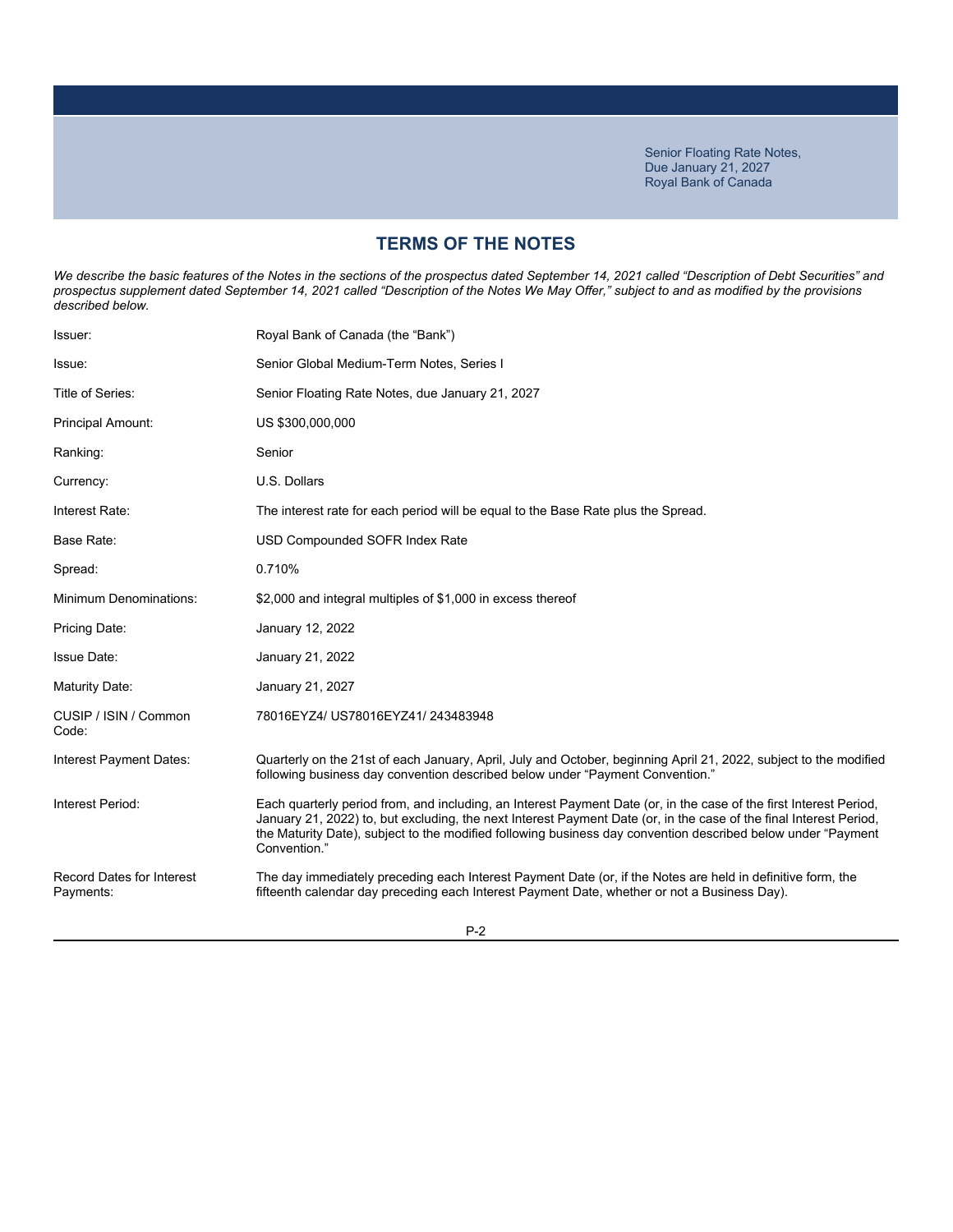Senior Floating Rate Notes,
Due January 21, 2027
Royal Bank of Canada

## TERMS OF THE NOTES

*We describe the basic features of the Notes in the sections of the prospectus dated September 14, 2021 called "Description of Debt Securities" and prospectus supplement dated September 14, 2021 called "Description of the Notes We May Offer," subject to and as modified by the provisions described below.*

| | |
|---|---|
| Issuer: | Royal Bank of Canada (the "Bank") |
| Issue: | Senior Global Medium-Term Notes, Series I |
| Title of Series: | Senior Floating Rate Notes, due January 21, 2027 |
| Principal Amount: | US $300,000,000 |
| Ranking: | Senior |
| Currency: | U.S. Dollars |
| Interest Rate: | The interest rate for each period will be equal to the Base Rate plus the Spread. |
| Base Rate: | USD Compounded SOFR Index Rate |
| Spread: | 0.710% |
| Minimum Denominations: | $2,000 and integral multiples of $1,000 in excess thereof |
| Pricing Date: | January 12, 2022 |
| Issue Date: | January 21, 2022 |
| Maturity Date: | January 21, 2027 |
| CUSIP / ISIN / Common Code: | 78016EYZ4/ US78016EYZ41/ 243483948 |
| Interest Payment Dates: | Quarterly on the 21st of each January, April, July and October, beginning April 21, 2022, subject to the modified following business day convention described below under "Payment Convention." |
| Interest Period: | Each quarterly period from, and including, an Interest Payment Date (or, in the case of the first Interest Period, January 21, 2022) to, but excluding, the next Interest Payment Date (or, in the case of the final Interest Period, the Maturity Date), subject to the modified following business day convention described below under "Payment Convention." |
| Record Dates for Interest Payments: | The day immediately preceding each Interest Payment Date (or, if the Notes are held in definitive form, the fifteenth calendar day preceding each Interest Payment Date, whether or not a Business Day). |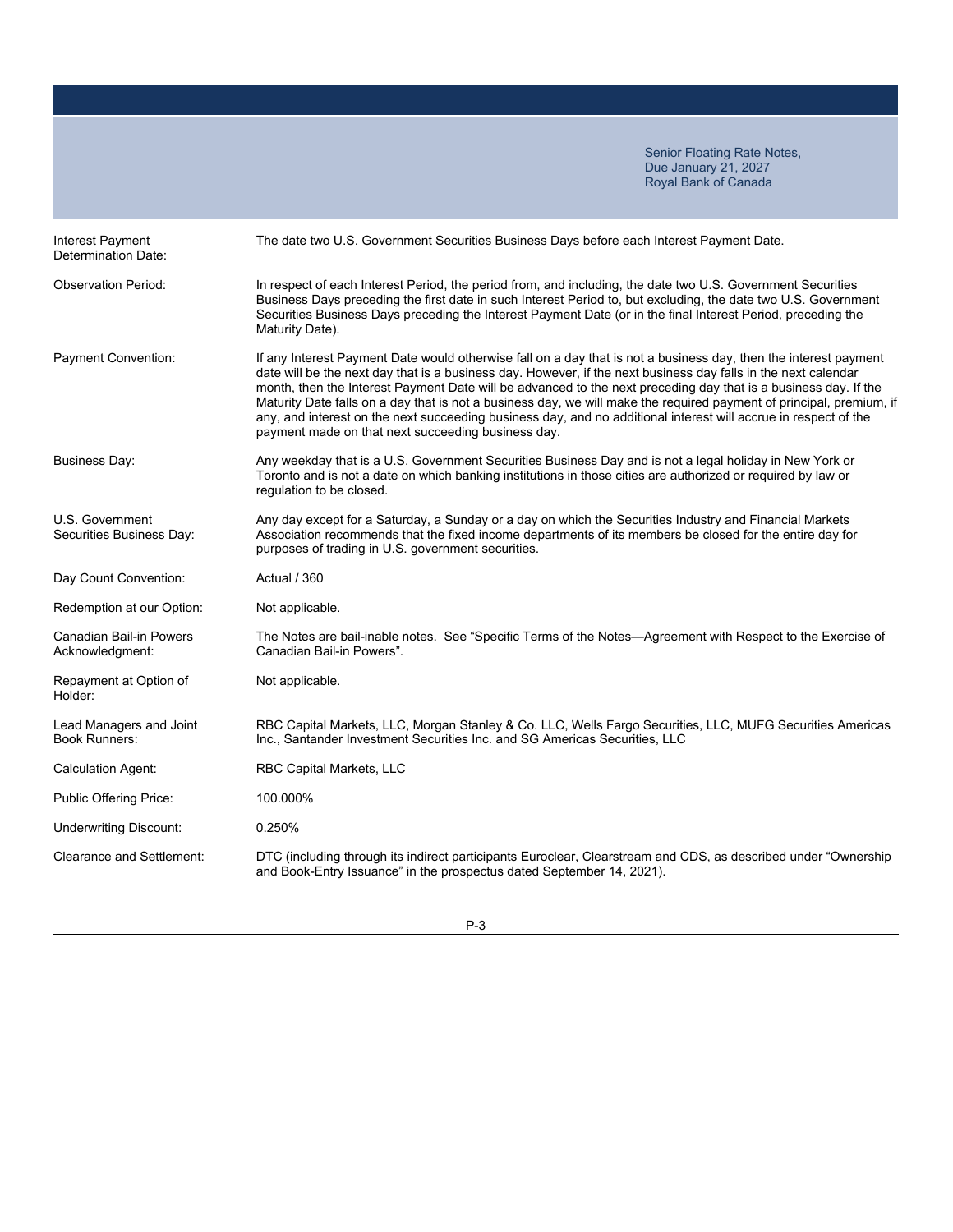| | |
|---|---|
| Interest Payment Determination Date: | The date two U.S. Government Securities Business Days before each Interest Payment Date. |
| Observation Period: | In respect of each Interest Period, the period from, and including, the date two U.S. Government Securities Business Days preceding the first date in such Interest Period to, but excluding, the date two U.S. Government Securities Business Days preceding the Interest Payment Date (or in the final Interest Period, preceding the Maturity Date). |
| Payment Convention: | If any Interest Payment Date would otherwise fall on a day that is not a business day, then the interest payment date will be the next day that is a business day. However, if the next business day falls in the next calendar month, then the Interest Payment Date will be advanced to the next preceding day that is a business day. If the Maturity Date falls on a day that is not a business day, we will make the required payment of principal, premium, if any, and interest on the next succeeding business day, and no additional interest will accrue in respect of the payment made on that next succeeding business day. |
| Business Day: | Any weekday that is a U.S. Government Securities Business Day and is not a legal holiday in New York or Toronto and is not a date on which banking institutions in those cities are authorized or required by law or regulation to be closed. |
| U.S. Government Securities Business Day: | Any day except for a Saturday, a Sunday or a day on which the Securities Industry and Financial Markets Association recommends that the fixed income departments of its members be closed for the entire day for purposes of trading in U.S. government securities. |
| Day Count Convention: | Actual / 360 |
| Redemption at our Option: | Not applicable. |
| Canadian Bail-in Powers Acknowledgment: | The Notes are bail-inable notes. See "Specific Terms of the Notes—Agreement with Respect to the Exercise of Canadian Bail-in Powers". |
| Repayment at Option of Holder: | Not applicable. |
| Lead Managers and Joint Book Runners: | RBC Capital Markets, LLC, Morgan Stanley & Co. LLC, Wells Fargo Securities, LLC, MUFG Securities Americas Inc., Santander Investment Securities Inc. and SG Americas Securities, LLC |
| Calculation Agent: | RBC Capital Markets, LLC |
| Public Offering Price: | 100.000% |
| Underwriting Discount: | 0.250% |
| Clearance and Settlement: | DTC (including through its indirect participants Euroclear, Clearstream and CDS, as described under "Ownership and Book-Entry Issuance" in the prospectus dated September 14, 2021). |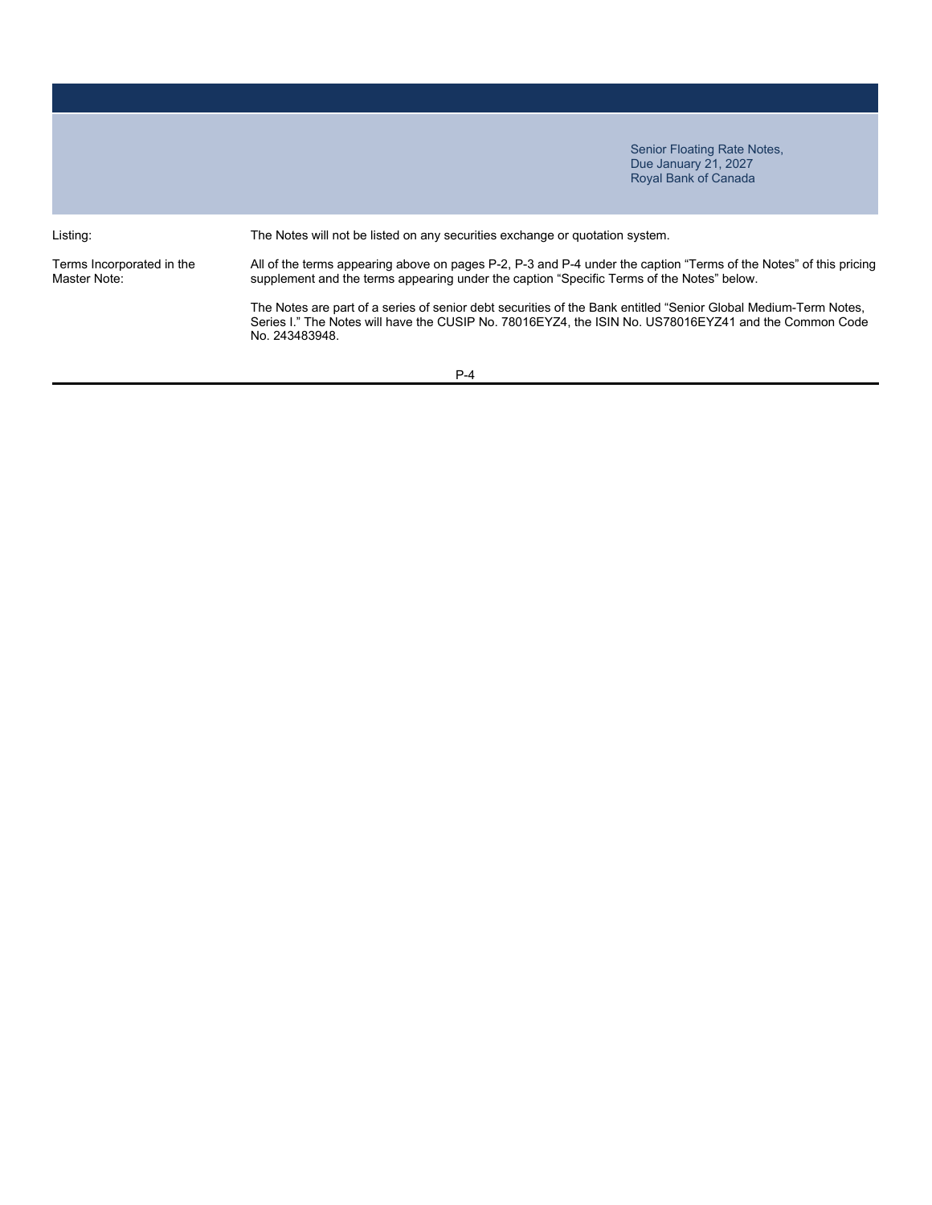| | |
|---|---|
| Listing: | The Notes will not be listed on any securities exchange or quotation system. |
| Terms Incorporated in the Master Note: | All of the terms appearing above on pages P-2, P-3 and P-4 under the caption "Terms of the Notes" of this pricing supplement and the terms appearing under the caption "Specific Terms of the Notes" below. |
| | The Notes are part of a series of senior debt securities of the Bank entitled "Senior Global Medium-Term Notes, Series I." The Notes will have the CUSIP No. 78016EYZ4, the ISIN No. US78016EYZ41 and the Common Code No. 243483948. |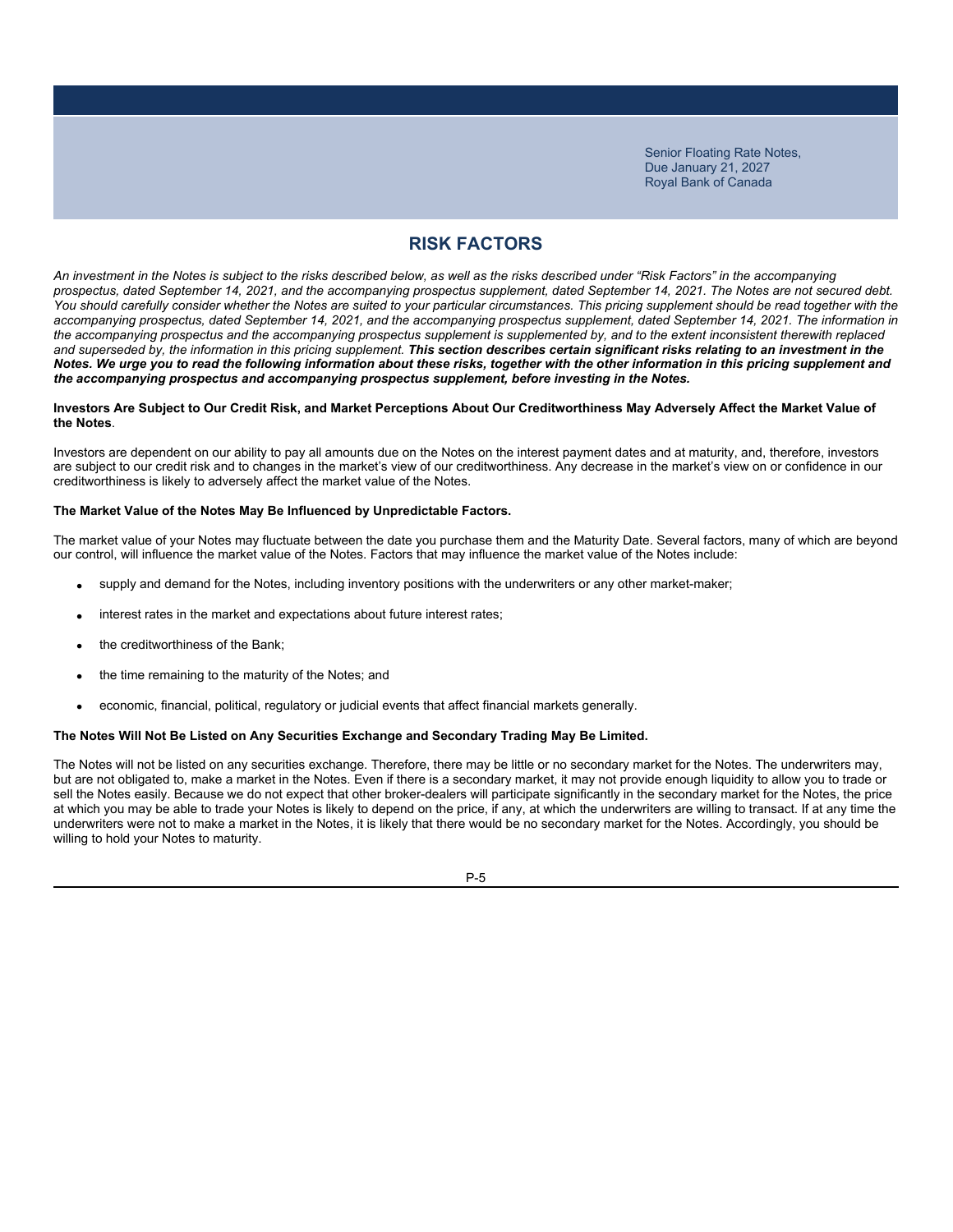# RISK FACTORS

*An investment in the Notes is subject to the risks described below, as well as the risks described under "Risk Factors" in the accompanying prospectus, dated September 14, 2021, and the accompanying prospectus supplement, dated September 14, 2021. The Notes are not secured debt. You should carefully consider whether the Notes are suited to your particular circumstances. This pricing supplement should be read together with the accompanying prospectus, dated September 14, 2021, and the accompanying prospectus supplement, dated September 14, 2021. The information in the accompanying prospectus and the accompanying prospectus supplement is supplemented by, and to the extent inconsistent therewith replaced and superseded by, the information in this pricing supplement.* ***This section describes certain significant risks relating to an investment in the Notes. We urge you to read the following information about these risks, together with the other information in this pricing supplement and the accompanying prospectus and accompanying prospectus supplement, before investing in the Notes.***

**Investors Are Subject to Our Credit Risk, and Market Perceptions About Our Creditworthiness May Adversely Affect the Market Value of the Notes**.

Investors are dependent on our ability to pay all amounts due on the Notes on the interest payment dates and at maturity, and, therefore, investors are subject to our credit risk and to changes in the market's view of our creditworthiness. Any decrease in the market's view on or confidence in our creditworthiness is likely to adversely affect the market value of the Notes.

**The Market Value of the Notes May Be Influenced by Unpredictable Factors.**

The market value of your Notes may fluctuate between the date you purchase them and the Maturity Date. Several factors, many of which are beyond our control, will influence the market value of the Notes. Factors that may influence the market value of the Notes include:

- supply and demand for the Notes, including inventory positions with the underwriters or any other market-maker;
- interest rates in the market and expectations about future interest rates;
- the creditworthiness of the Bank;
- the time remaining to the maturity of the Notes; and
- economic, financial, political, regulatory or judicial events that affect financial markets generally.

**The Notes Will Not Be Listed on Any Securities Exchange and Secondary Trading May Be Limited.**

The Notes will not be listed on any securities exchange. Therefore, there may be little or no secondary market for the Notes. The underwriters may, but are not obligated to, make a market in the Notes. Even if there is a secondary market, it may not provide enough liquidity to allow you to trade or sell the Notes easily. Because we do not expect that other broker-dealers will participate significantly in the secondary market for the Notes, the price at which you may be able to trade your Notes is likely to depend on the price, if any, at which the underwriters are willing to transact. If at any time the underwriters were not to make a market in the Notes, it is likely that there would be no secondary market for the Notes. Accordingly, you should be willing to hold your Notes to maturity.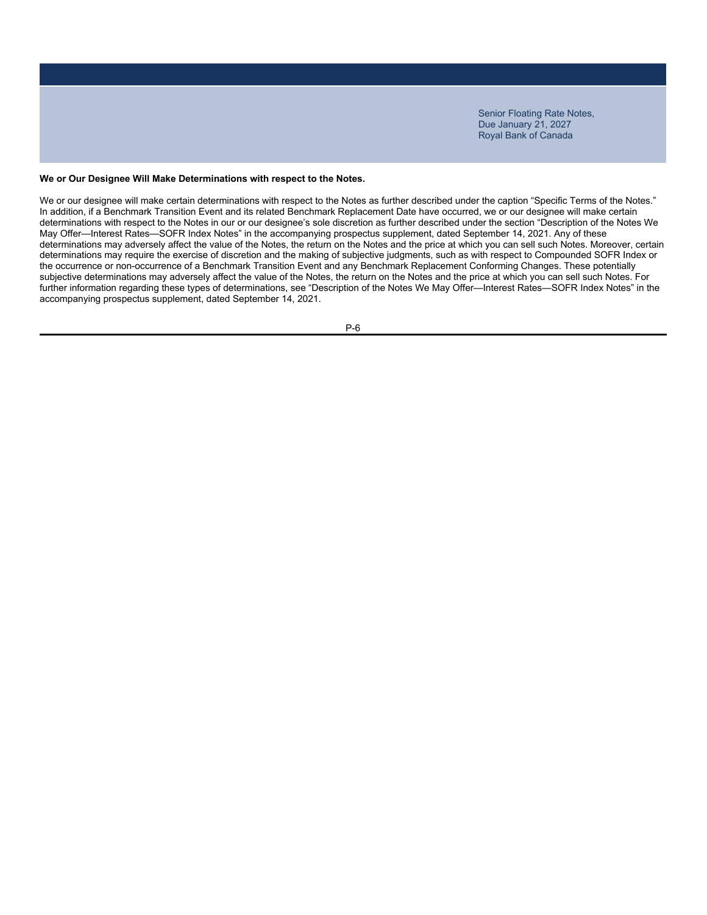**We or Our Designee Will Make Determinations with respect to the Notes.**

We or our designee will make certain determinations with respect to the Notes as further described under the caption "Specific Terms of the Notes." In addition, if a Benchmark Transition Event and its related Benchmark Replacement Date have occurred, we or our designee will make certain determinations with respect to the Notes in our or our designee's sole discretion as further described under the section "Description of the Notes We May Offer—Interest Rates—SOFR Index Notes" in the accompanying prospectus supplement, dated September 14, 2021. Any of these determinations may adversely affect the value of the Notes, the return on the Notes and the price at which you can sell such Notes. Moreover, certain determinations may require the exercise of discretion and the making of subjective judgments, such as with respect to Compounded SOFR Index or the occurrence or non-occurrence of a Benchmark Transition Event and any Benchmark Replacement Conforming Changes. These potentially subjective determinations may adversely affect the value of the Notes, the return on the Notes and the price at which you can sell such Notes. For further information regarding these types of determinations, see "Description of the Notes We May Offer—Interest Rates—SOFR Index Notes" in the accompanying prospectus supplement, dated September 14, 2021.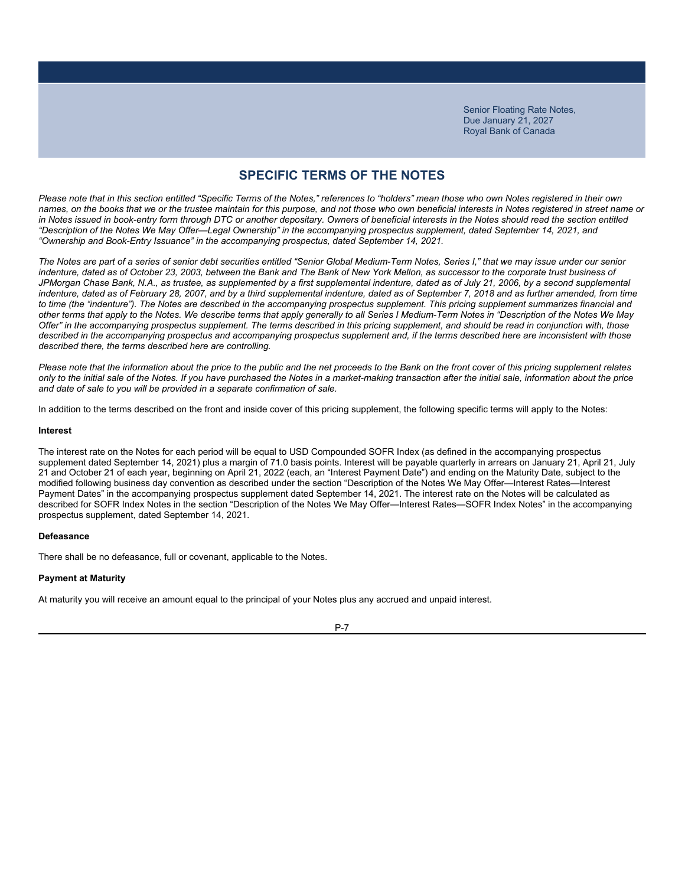## SPECIFIC TERMS OF THE NOTES

*Please note that in this section entitled "Specific Terms of the Notes," references to "holders" mean those who own Notes registered in their own names, on the books that we or the trustee maintain for this purpose, and not those who own beneficial interests in Notes registered in street name or in Notes issued in book-entry form through DTC or another depositary. Owners of beneficial interests in the Notes should read the section entitled "Description of the Notes We May Offer—Legal Ownership" in the accompanying prospectus supplement, dated September 14, 2021, and "Ownership and Book-Entry Issuance" in the accompanying prospectus, dated September 14, 2021.*

*The Notes are part of a series of senior debt securities entitled "Senior Global Medium-Term Notes, Series I," that we may issue under our senior indenture, dated as of October 23, 2003, between the Bank and The Bank of New York Mellon, as successor to the corporate trust business of JPMorgan Chase Bank, N.A., as trustee, as supplemented by a first supplemental indenture, dated as of July 21, 2006, by a second supplemental indenture, dated as of February 28, 2007, and by a third supplemental indenture, dated as of September 7, 2018 and as further amended, from time to time (the "indenture"). The Notes are described in the accompanying prospectus supplement. This pricing supplement summarizes financial and other terms that apply to the Notes. We describe terms that apply generally to all Series I Medium-Term Notes in "Description of the Notes We May Offer" in the accompanying prospectus supplement. The terms described in this pricing supplement, and should be read in conjunction with, those described in the accompanying prospectus and accompanying prospectus supplement and, if the terms described here are inconsistent with those described there, the terms described here are controlling.*

*Please note that the information about the price to the public and the net proceeds to the Bank on the front cover of this pricing supplement relates only to the initial sale of the Notes. If you have purchased the Notes in a market-making transaction after the initial sale, information about the price and date of sale to you will be provided in a separate confirmation of sale.*

In addition to the terms described on the front and inside cover of this pricing supplement, the following specific terms will apply to the Notes:

**Interest**

The interest rate on the Notes for each period will be equal to USD Compounded SOFR Index (as defined in the accompanying prospectus supplement dated September 14, 2021) plus a margin of 71.0 basis points. Interest will be payable quarterly in arrears on January 21, April 21, July 21 and October 21 of each year, beginning on April 21, 2022 (each, an "Interest Payment Date") and ending on the Maturity Date, subject to the modified following business day convention as described under the section "Description of the Notes We May Offer—Interest Rates—Interest Payment Dates" in the accompanying prospectus supplement dated September 14, 2021. The interest rate on the Notes will be calculated as described for SOFR Index Notes in the section "Description of the Notes We May Offer—Interest Rates—SOFR Index Notes" in the accompanying prospectus supplement, dated September 14, 2021.

**Defeasance**

There shall be no defeasance, full or covenant, applicable to the Notes.

**Payment at Maturity**

At maturity you will receive an amount equal to the principal of your Notes plus any accrued and unpaid interest.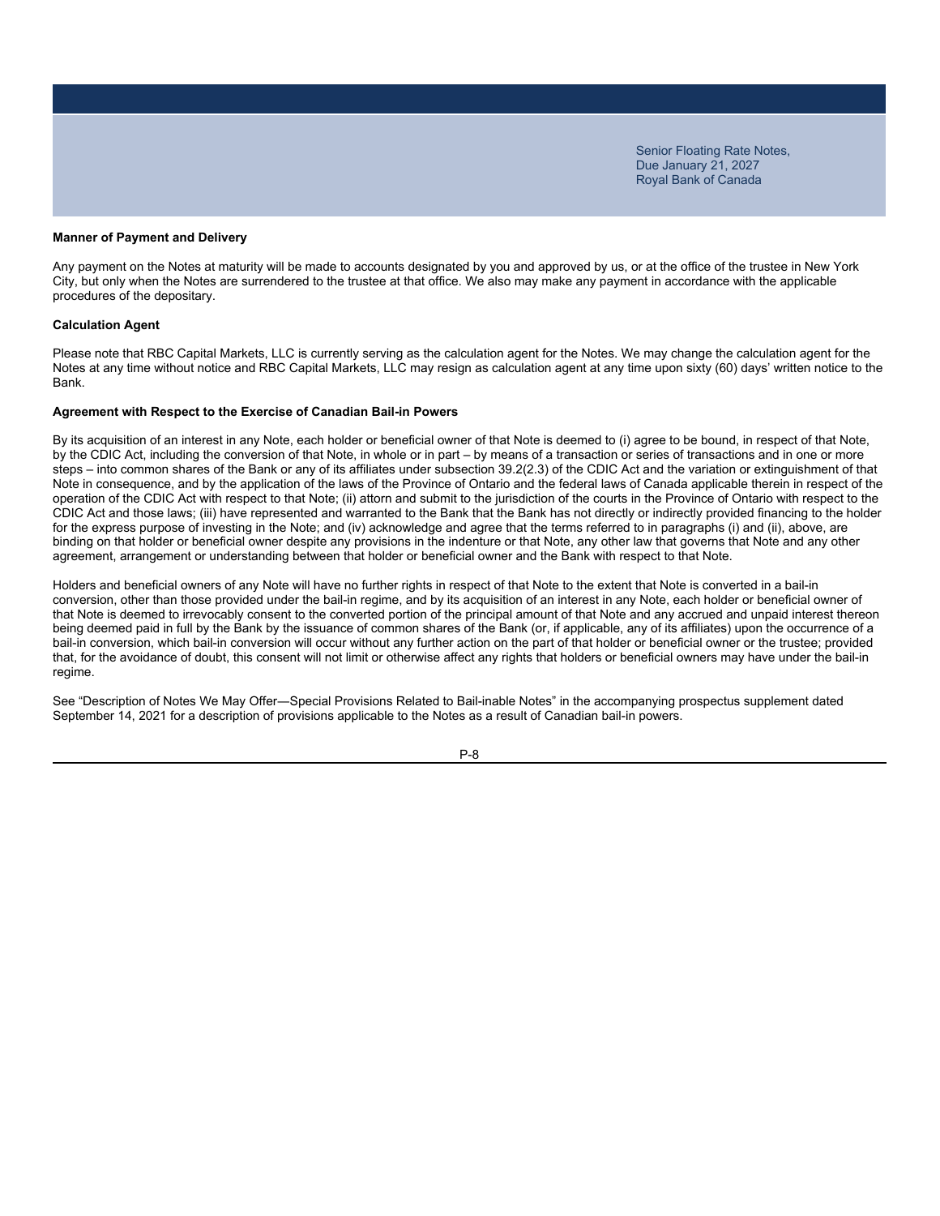### Manner of Payment and Delivery

Any payment on the Notes at maturity will be made to accounts designated by you and approved by us, or at the office of the trustee in New York City, but only when the Notes are surrendered to the trustee at that office. We also may make any payment in accordance with the applicable procedures of the depositary.

### Calculation Agent

Please note that RBC Capital Markets, LLC is currently serving as the calculation agent for the Notes. We may change the calculation agent for the Notes at any time without notice and RBC Capital Markets, LLC may resign as calculation agent at any time upon sixty (60) days' written notice to the Bank.

### Agreement with Respect to the Exercise of Canadian Bail-in Powers

By its acquisition of an interest in any Note, each holder or beneficial owner of that Note is deemed to (i) agree to be bound, in respect of that Note, by the CDIC Act, including the conversion of that Note, in whole or in part – by means of a transaction or series of transactions and in one or more steps – into common shares of the Bank or any of its affiliates under subsection 39.2(2.3) of the CDIC Act and the variation or extinguishment of that Note in consequence, and by the application of the laws of the Province of Ontario and the federal laws of Canada applicable therein in respect of the operation of the CDIC Act with respect to that Note; (ii) attorn and submit to the jurisdiction of the courts in the Province of Ontario with respect to the CDIC Act and those laws; (iii) have represented and warranted to the Bank that the Bank has not directly or indirectly provided financing to the holder for the express purpose of investing in the Note; and (iv) acknowledge and agree that the terms referred to in paragraphs (i) and (ii), above, are binding on that holder or beneficial owner despite any provisions in the indenture or that Note, any other law that governs that Note and any other agreement, arrangement or understanding between that holder or beneficial owner and the Bank with respect to that Note.

Holders and beneficial owners of any Note will have no further rights in respect of that Note to the extent that Note is converted in a bail-in conversion, other than those provided under the bail-in regime, and by its acquisition of an interest in any Note, each holder or beneficial owner of that Note is deemed to irrevocably consent to the converted portion of the principal amount of that Note and any accrued and unpaid interest thereon being deemed paid in full by the Bank by the issuance of common shares of the Bank (or, if applicable, any of its affiliates) upon the occurrence of a bail-in conversion, which bail-in conversion will occur without any further action on the part of that holder or beneficial owner or the trustee; provided that, for the avoidance of doubt, this consent will not limit or otherwise affect any rights that holders or beneficial owners may have under the bail-in regime.

See "Description of Notes We May Offer—Special Provisions Related to Bail-inable Notes" in the accompanying prospectus supplement dated September 14, 2021 for a description of provisions applicable to the Notes as a result of Canadian bail-in powers.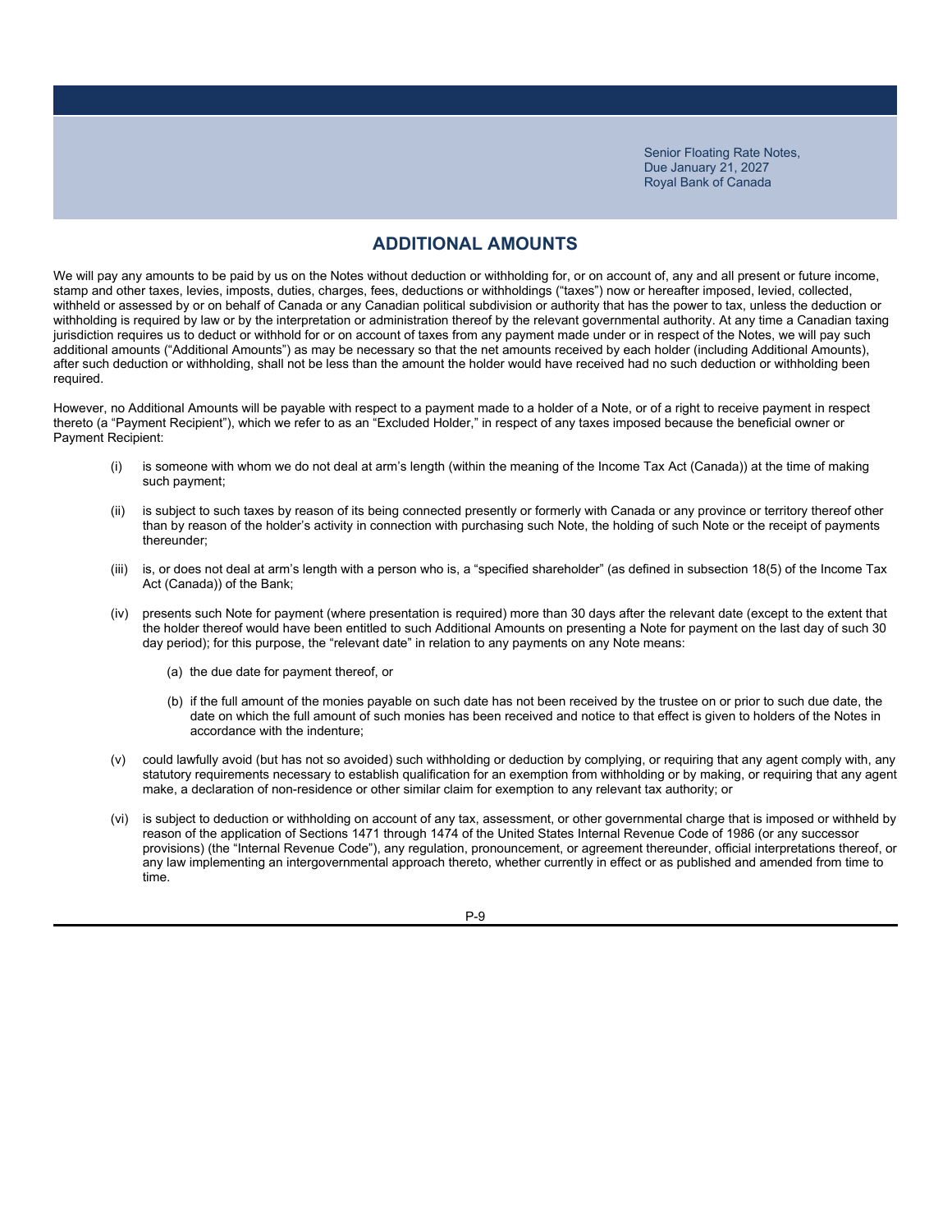## ADDITIONAL AMOUNTS

We will pay any amounts to be paid by us on the Notes without deduction or withholding for, or on account of, any and all present or future income, stamp and other taxes, levies, imposts, duties, charges, fees, deductions or withholdings ("taxes") now or hereafter imposed, levied, collected, withheld or assessed by or on behalf of Canada or any Canadian political subdivision or authority that has the power to tax, unless the deduction or withholding is required by law or by the interpretation or administration thereof by the relevant governmental authority. At any time a Canadian taxing jurisdiction requires us to deduct or withhold for or on account of taxes from any payment made under or in respect of the Notes, we will pay such additional amounts ("Additional Amounts") as may be necessary so that the net amounts received by each holder (including Additional Amounts), after such deduction or withholding, shall not be less than the amount the holder would have received had no such deduction or withholding been required.

However, no Additional Amounts will be payable with respect to a payment made to a holder of a Note, or of a right to receive payment in respect thereto (a "Payment Recipient"), which we refer to as an "Excluded Holder," in respect of any taxes imposed because the beneficial owner or Payment Recipient:

(i) is someone with whom we do not deal at arm's length (within the meaning of the Income Tax Act (Canada)) at the time of making such payment;

(ii) is subject to such taxes by reason of its being connected presently or formerly with Canada or any province or territory thereof other than by reason of the holder's activity in connection with purchasing such Note, the holding of such Note or the receipt of payments thereunder;

(iii) is, or does not deal at arm's length with a person who is, a "specified shareholder" (as defined in subsection 18(5) of the Income Tax Act (Canada)) of the Bank;

(iv) presents such Note for payment (where presentation is required) more than 30 days after the relevant date (except to the extent that the holder thereof would have been entitled to such Additional Amounts on presenting a Note for payment on the last day of such 30 day period); for this purpose, the "relevant date" in relation to any payments on any Note means:

  (a) the due date for payment thereof, or

  (b) if the full amount of the monies payable on such date has not been received by the trustee on or prior to such due date, the date on which the full amount of such monies has been received and notice to that effect is given to holders of the Notes in accordance with the indenture;

(v) could lawfully avoid (but has not so avoided) such withholding or deduction by complying, or requiring that any agent comply with, any statutory requirements necessary to establish qualification for an exemption from withholding or by making, or requiring that any agent make, a declaration of non-residence or other similar claim for exemption to any relevant tax authority; or

(vi) is subject to deduction or withholding on account of any tax, assessment, or other governmental charge that is imposed or withheld by reason of the application of Sections 1471 through 1474 of the United States Internal Revenue Code of 1986 (or any successor provisions) (the "Internal Revenue Code"), any regulation, pronouncement, or agreement thereunder, official interpretations thereof, or any law implementing an intergovernmental approach thereto, whether currently in effect or as published and amended from time to time.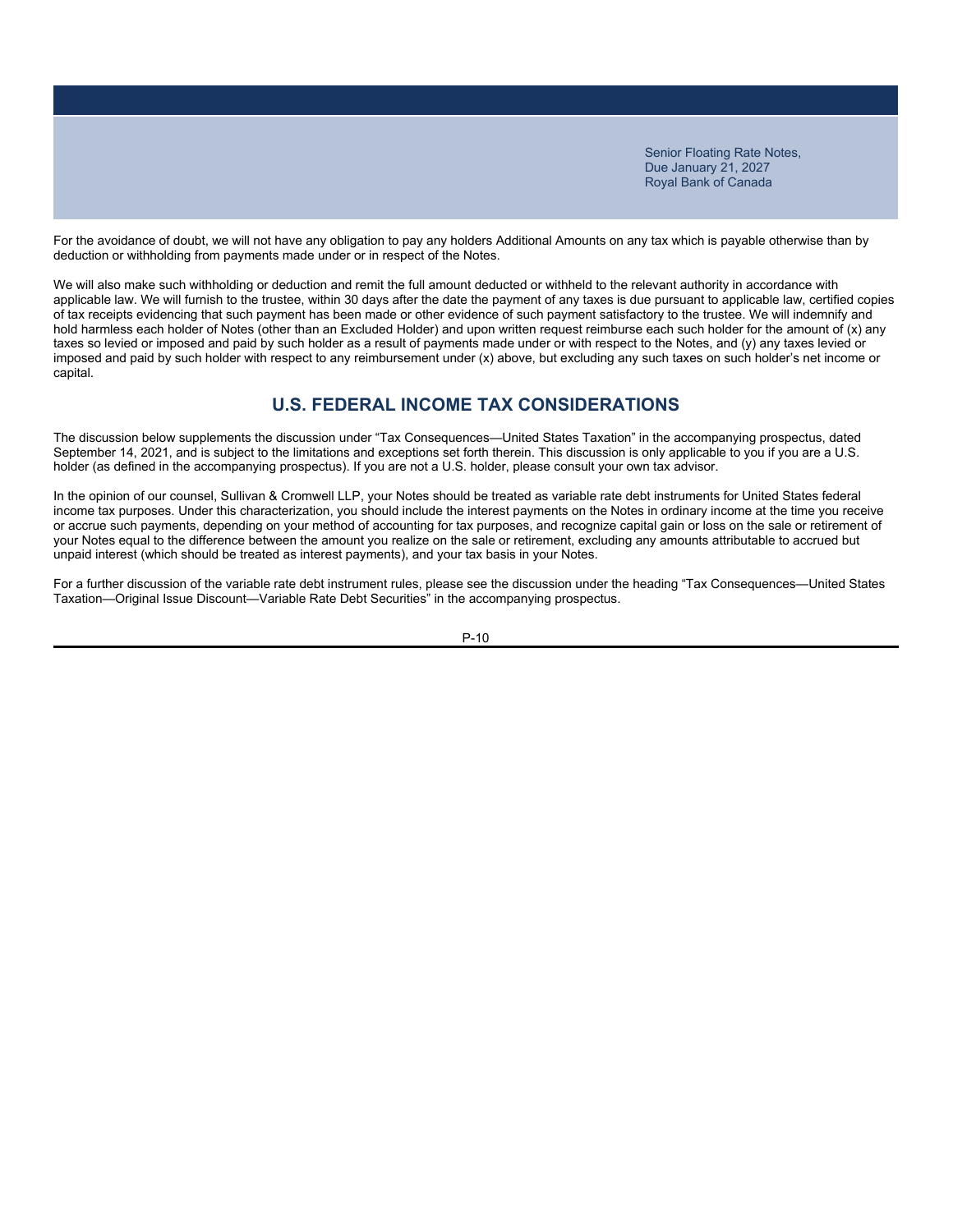For the avoidance of doubt, we will not have any obligation to pay any holders Additional Amounts on any tax which is payable otherwise than by deduction or withholding from payments made under or in respect of the Notes.

We will also make such withholding or deduction and remit the full amount deducted or withheld to the relevant authority in accordance with applicable law. We will furnish to the trustee, within 30 days after the date the payment of any taxes is due pursuant to applicable law, certified copies of tax receipts evidencing that such payment has been made or other evidence of such payment satisfactory to the trustee. We will indemnify and hold harmless each holder of Notes (other than an Excluded Holder) and upon written request reimburse each such holder for the amount of (x) any taxes so levied or imposed and paid by such holder as a result of payments made under or with respect to the Notes, and (y) any taxes levied or imposed and paid by such holder with respect to any reimbursement under (x) above, but excluding any such taxes on such holder's net income or capital.

## U.S. FEDERAL INCOME TAX CONSIDERATIONS

The discussion below supplements the discussion under "Tax Consequences—United States Taxation" in the accompanying prospectus, dated September 14, 2021, and is subject to the limitations and exceptions set forth therein. This discussion is only applicable to you if you are a U.S. holder (as defined in the accompanying prospectus). If you are not a U.S. holder, please consult your own tax advisor.

In the opinion of our counsel, Sullivan & Cromwell LLP, your Notes should be treated as variable rate debt instruments for United States federal income tax purposes. Under this characterization, you should include the interest payments on the Notes in ordinary income at the time you receive or accrue such payments, depending on your method of accounting for tax purposes, and recognize capital gain or loss on the sale or retirement of your Notes equal to the difference between the amount you realize on the sale or retirement, excluding any amounts attributable to accrued but unpaid interest (which should be treated as interest payments), and your tax basis in your Notes.

For a further discussion of the variable rate debt instrument rules, please see the discussion under the heading "Tax Consequences—United States Taxation—Original Issue Discount—Variable Rate Debt Securities" in the accompanying prospectus.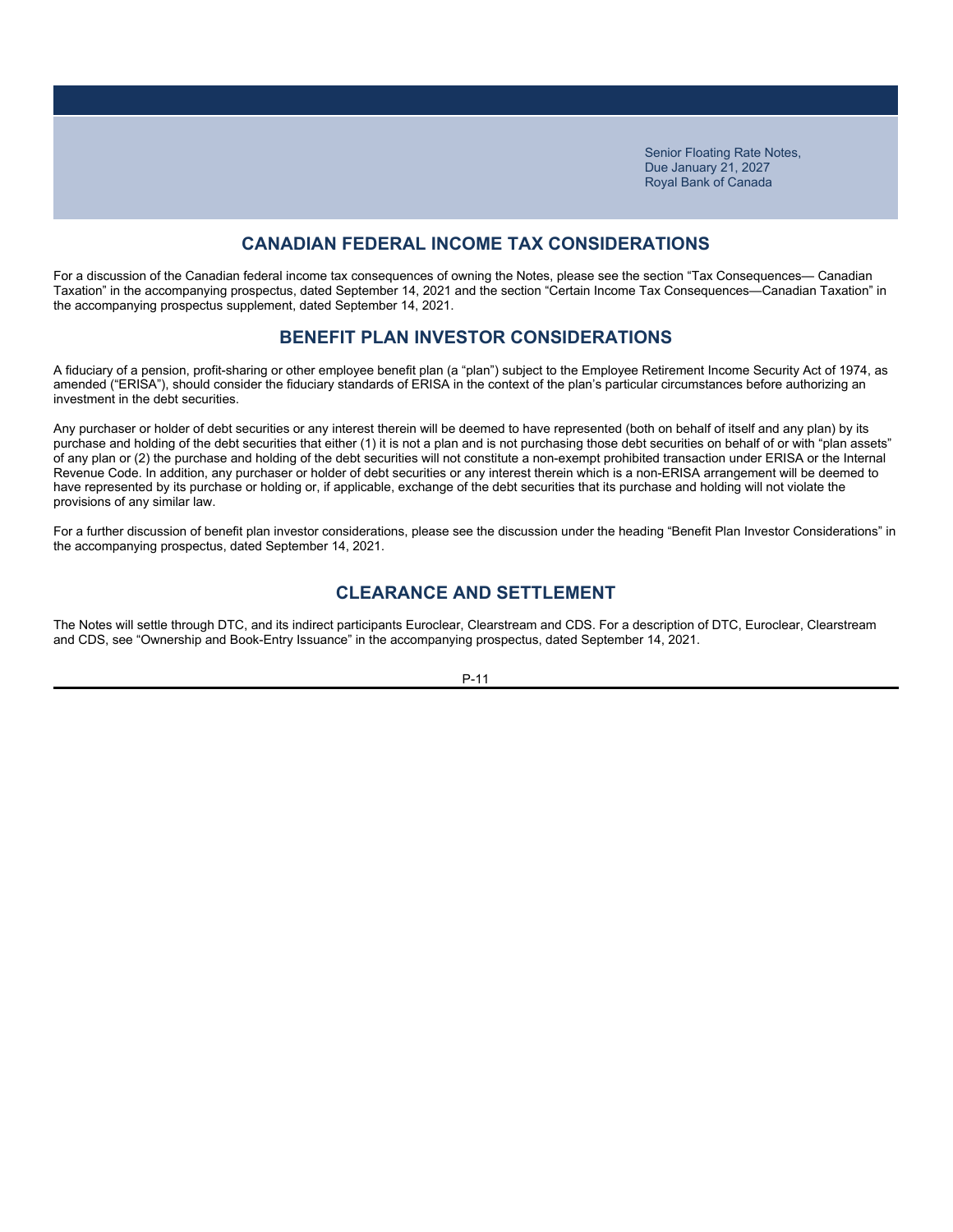## CANADIAN FEDERAL INCOME TAX CONSIDERATIONS

For a discussion of the Canadian federal income tax consequences of owning the Notes, please see the section "Tax Consequences— Canadian Taxation" in the accompanying prospectus, dated September 14, 2021 and the section "Certain Income Tax Consequences—Canadian Taxation" in the accompanying prospectus supplement, dated September 14, 2021.

## BENEFIT PLAN INVESTOR CONSIDERATIONS

A fiduciary of a pension, profit-sharing or other employee benefit plan (a "plan") subject to the Employee Retirement Income Security Act of 1974, as amended ("ERISA"), should consider the fiduciary standards of ERISA in the context of the plan's particular circumstances before authorizing an investment in the debt securities.

Any purchaser or holder of debt securities or any interest therein will be deemed to have represented (both on behalf of itself and any plan) by its purchase and holding of the debt securities that either (1) it is not a plan and is not purchasing those debt securities on behalf of or with "plan assets" of any plan or (2) the purchase and holding of the debt securities will not constitute a non-exempt prohibited transaction under ERISA or the Internal Revenue Code. In addition, any purchaser or holder of debt securities or any interest therein which is a non-ERISA arrangement will be deemed to have represented by its purchase or holding or, if applicable, exchange of the debt securities that its purchase and holding will not violate the provisions of any similar law.

For a further discussion of benefit plan investor considerations, please see the discussion under the heading "Benefit Plan Investor Considerations" in the accompanying prospectus, dated September 14, 2021.

## CLEARANCE AND SETTLEMENT

The Notes will settle through DTC, and its indirect participants Euroclear, Clearstream and CDS. For a description of DTC, Euroclear, Clearstream and CDS, see "Ownership and Book-Entry Issuance" in the accompanying prospectus, dated September 14, 2021.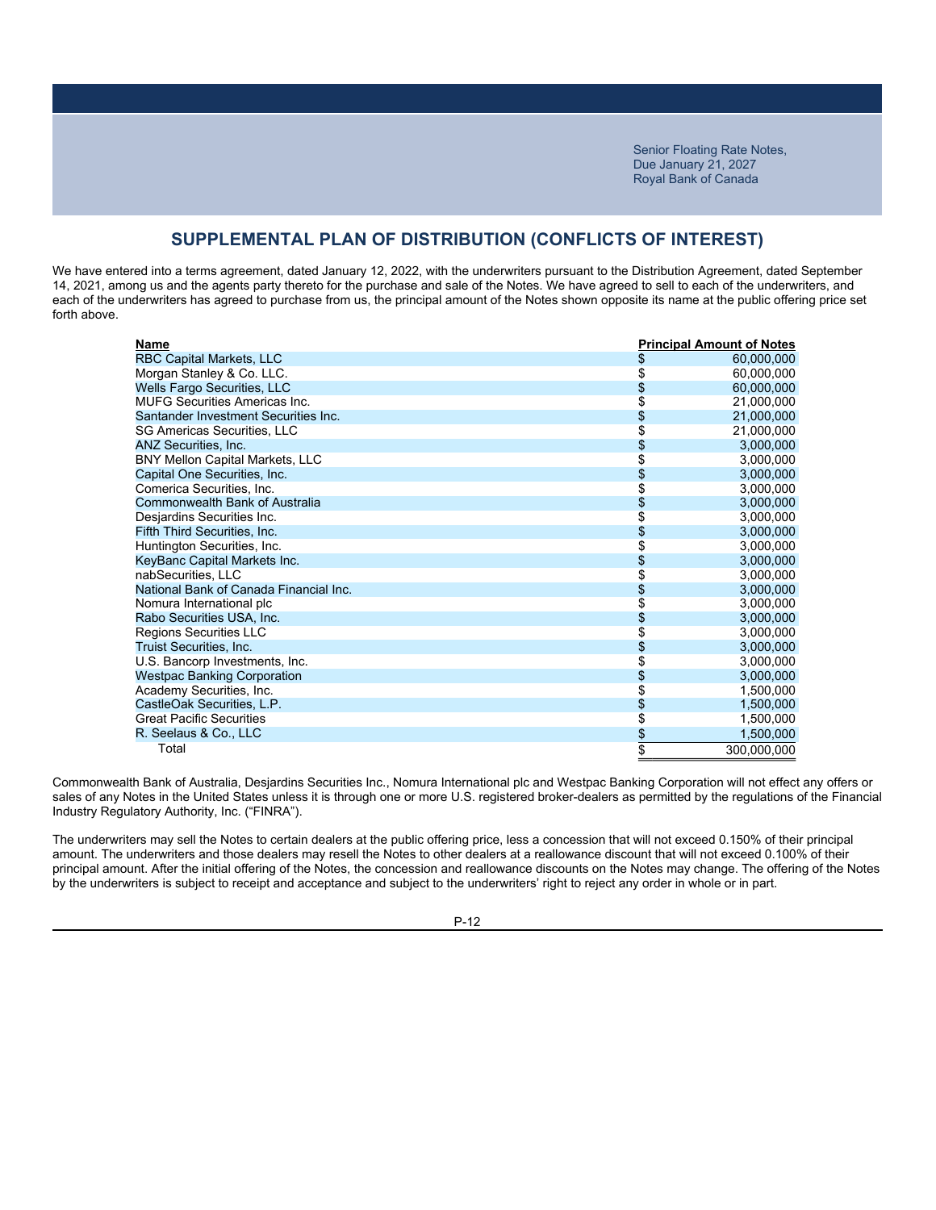## SUPPLEMENTAL PLAN OF DISTRIBUTION (CONFLICTS OF INTEREST)

We have entered into a terms agreement, dated January 12, 2022, with the underwriters pursuant to the Distribution Agreement, dated September 14, 2021, among us and the agents party thereto for the purchase and sale of the Notes. We have agreed to sell to each of the underwriters, and each of the underwriters has agreed to purchase from us, the principal amount of the Notes shown opposite its name at the public offering price set forth above.

| Name | Principal Amount of Notes |
|---|---|
| RBC Capital Markets, LLC | $ 60,000,000 |
| Morgan Stanley & Co. LLC. | $ 60,000,000 |
| Wells Fargo Securities, LLC | $ 60,000,000 |
| MUFG Securities Americas Inc. | $ 21,000,000 |
| Santander Investment Securities Inc. | $ 21,000,000 |
| SG Americas Securities, LLC | $ 21,000,000 |
| ANZ Securities, Inc. | $ 3,000,000 |
| BNY Mellon Capital Markets, LLC | $ 3,000,000 |
| Capital One Securities, Inc. | $ 3,000,000 |
| Comerica Securities, Inc. | $ 3,000,000 |
| Commonwealth Bank of Australia | $ 3,000,000 |
| Desjardins Securities Inc. | $ 3,000,000 |
| Fifth Third Securities, Inc. | $ 3,000,000 |
| Huntington Securities, Inc. | $ 3,000,000 |
| KeyBanc Capital Markets Inc. | $ 3,000,000 |
| nabSecurities, LLC | $ 3,000,000 |
| National Bank of Canada Financial Inc. | $ 3,000,000 |
| Nomura International plc | $ 3,000,000 |
| Rabo Securities USA, Inc. | $ 3,000,000 |
| Regions Securities LLC | $ 3,000,000 |
| Truist Securities, Inc. | $ 3,000,000 |
| U.S. Bancorp Investments, Inc. | $ 3,000,000 |
| Westpac Banking Corporation | $ 3,000,000 |
| Academy Securities, Inc. | $ 1,500,000 |
| CastleOak Securities, L.P. | $ 1,500,000 |
| Great Pacific Securities | $ 1,500,000 |
| R. Seelaus & Co., LLC | $ 1,500,000 |
| Total | $ 300,000,000 |

Commonwealth Bank of Australia, Desjardins Securities Inc., Nomura International plc and Westpac Banking Corporation will not effect any offers or sales of any Notes in the United States unless it is through one or more U.S. registered broker-dealers as permitted by the regulations of the Financial Industry Regulatory Authority, Inc. ("FINRA").

The underwriters may sell the Notes to certain dealers at the public offering price, less a concession that will not exceed 0.150% of their principal amount. The underwriters and those dealers may resell the Notes to other dealers at a reallowance discount that will not exceed 0.100% of their principal amount. After the initial offering of the Notes, the concession and reallowance discounts on the Notes may change. The offering of the Notes by the underwriters is subject to receipt and acceptance and subject to the underwriters' right to reject any order in whole or in part.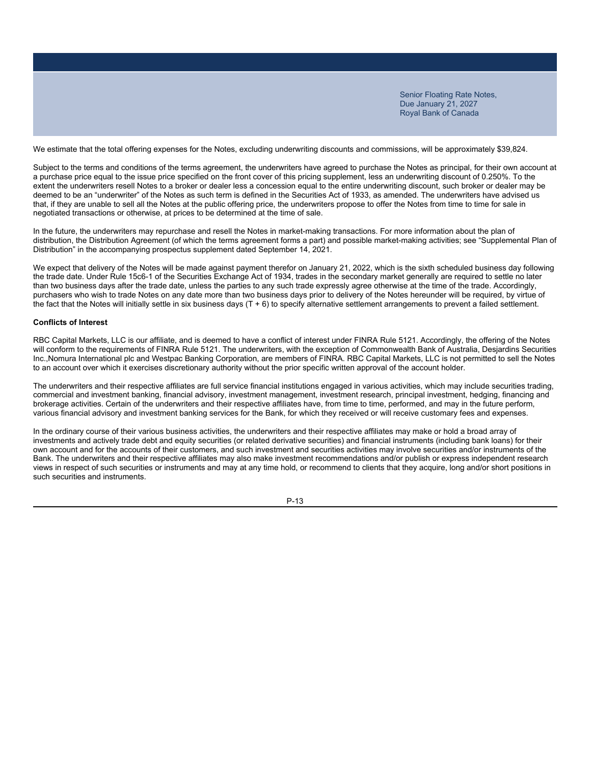We estimate that the total offering expenses for the Notes, excluding underwriting discounts and commissions, will be approximately $39,824.

Subject to the terms and conditions of the terms agreement, the underwriters have agreed to purchase the Notes as principal, for their own account at a purchase price equal to the issue price specified on the front cover of this pricing supplement, less an underwriting discount of 0.250%. To the extent the underwriters resell Notes to a broker or dealer less a concession equal to the entire underwriting discount, such broker or dealer may be deemed to be an "underwriter" of the Notes as such term is defined in the Securities Act of 1933, as amended. The underwriters have advised us that, if they are unable to sell all the Notes at the public offering price, the underwriters propose to offer the Notes from time to time for sale in negotiated transactions or otherwise, at prices to be determined at the time of sale.

In the future, the underwriters may repurchase and resell the Notes in market-making transactions. For more information about the plan of distribution, the Distribution Agreement (of which the terms agreement forms a part) and possible market-making activities; see "Supplemental Plan of Distribution" in the accompanying prospectus supplement dated September 14, 2021.

We expect that delivery of the Notes will be made against payment therefor on January 21, 2022, which is the sixth scheduled business day following the trade date. Under Rule 15c6-1 of the Securities Exchange Act of 1934, trades in the secondary market generally are required to settle no later than two business days after the trade date, unless the parties to any such trade expressly agree otherwise at the time of the trade. Accordingly, purchasers who wish to trade Notes on any date more than two business days prior to delivery of the Notes hereunder will be required, by virtue of the fact that the Notes will initially settle in six business days (T + 6) to specify alternative settlement arrangements to prevent a failed settlement.

**Conflicts of Interest**

RBC Capital Markets, LLC is our affiliate, and is deemed to have a conflict of interest under FINRA Rule 5121. Accordingly, the offering of the Notes will conform to the requirements of FINRA Rule 5121. The underwriters, with the exception of Commonwealth Bank of Australia, Desjardins Securities Inc.,Nomura International plc and Westpac Banking Corporation, are members of FINRA. RBC Capital Markets, LLC is not permitted to sell the Notes to an account over which it exercises discretionary authority without the prior specific written approval of the account holder.

The underwriters and their respective affiliates are full service financial institutions engaged in various activities, which may include securities trading, commercial and investment banking, financial advisory, investment management, investment research, principal investment, hedging, financing and brokerage activities. Certain of the underwriters and their respective affiliates have, from time to time, performed, and may in the future perform, various financial advisory and investment banking services for the Bank, for which they received or will receive customary fees and expenses.

In the ordinary course of their various business activities, the underwriters and their respective affiliates may make or hold a broad array of investments and actively trade debt and equity securities (or related derivative securities) and financial instruments (including bank loans) for their own account and for the accounts of their customers, and such investment and securities activities may involve securities and/or instruments of the Bank. The underwriters and their respective affiliates may also make investment recommendations and/or publish or express independent research views in respect of such securities or instruments and may at any time hold, or recommend to clients that they acquire, long and/or short positions in such securities and instruments.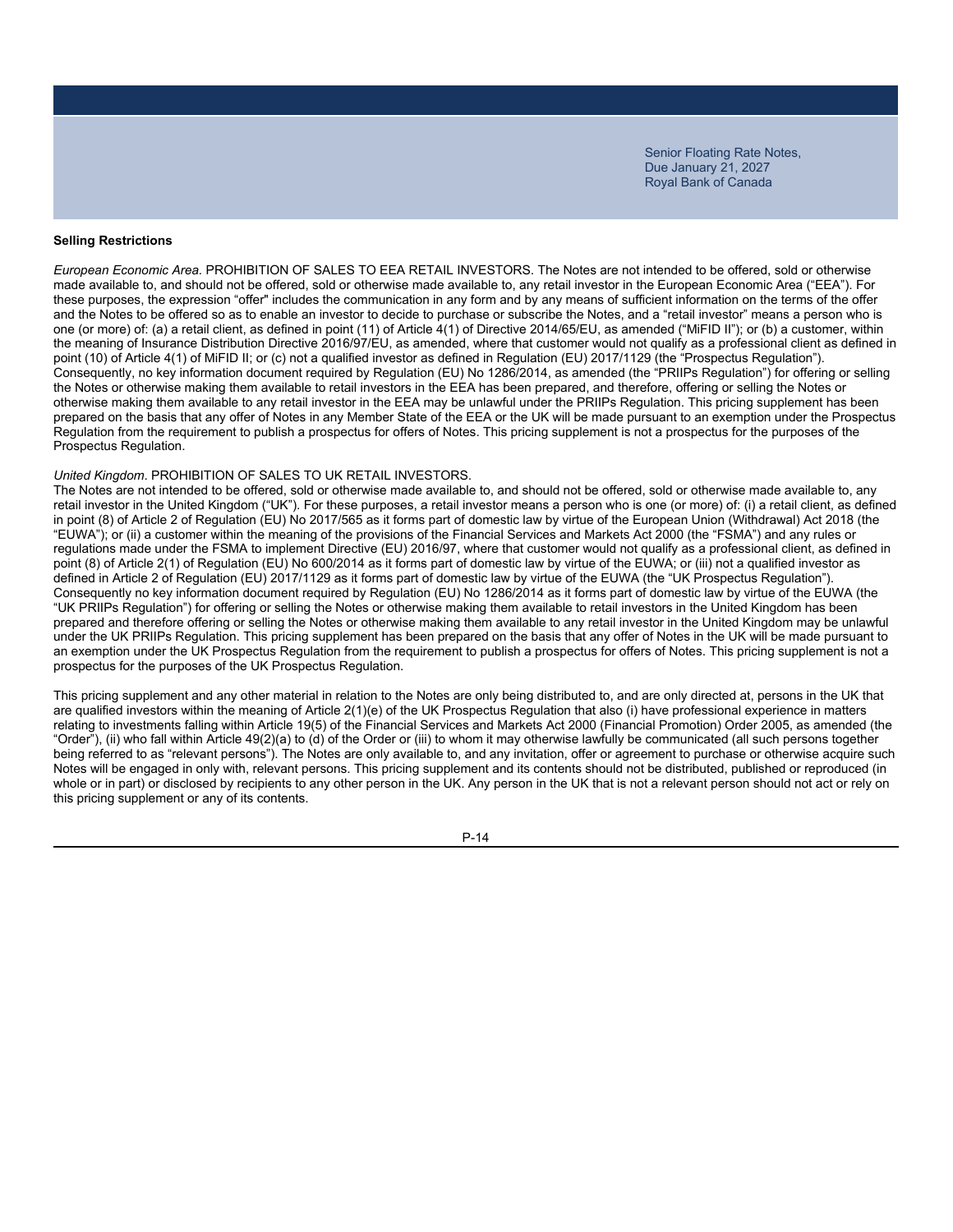**Selling Restrictions**

*European Economic Area.* PROHIBITION OF SALES TO EEA RETAIL INVESTORS. The Notes are not intended to be offered, sold or otherwise made available to, and should not be offered, sold or otherwise made available to, any retail investor in the European Economic Area ("EEA"). For these purposes, the expression "offer" includes the communication in any form and by any means of sufficient information on the terms of the offer and the Notes to be offered so as to enable an investor to decide to purchase or subscribe the Notes, and a "retail investor" means a person who is one (or more) of: (a) a retail client, as defined in point (11) of Article 4(1) of Directive 2014/65/EU, as amended ("MiFID II"); or (b) a customer, within the meaning of Insurance Distribution Directive 2016/97/EU, as amended, where that customer would not qualify as a professional client as defined in point (10) of Article 4(1) of MiFID II; or (c) not a qualified investor as defined in Regulation (EU) 2017/1129 (the "Prospectus Regulation"). Consequently, no key information document required by Regulation (EU) No 1286/2014, as amended (the "PRIIPs Regulation") for offering or selling the Notes or otherwise making them available to retail investors in the EEA has been prepared, and therefore, offering or selling the Notes or otherwise making them available to any retail investor in the EEA may be unlawful under the PRIIPs Regulation. This pricing supplement has been prepared on the basis that any offer of Notes in any Member State of the EEA or the UK will be made pursuant to an exemption under the Prospectus Regulation from the requirement to publish a prospectus for offers of Notes. This pricing supplement is not a prospectus for the purposes of the Prospectus Regulation.

*United Kingdom*. PROHIBITION OF SALES TO UK RETAIL INVESTORS.
The Notes are not intended to be offered, sold or otherwise made available to, and should not be offered, sold or otherwise made available to, any retail investor in the United Kingdom ("UK"). For these purposes, a retail investor means a person who is one (or more) of: (i) a retail client, as defined in point (8) of Article 2 of Regulation (EU) No 2017/565 as it forms part of domestic law by virtue of the European Union (Withdrawal) Act 2018 (the "EUWA"); or (ii) a customer within the meaning of the provisions of the Financial Services and Markets Act 2000 (the "FSMA") and any rules or regulations made under the FSMA to implement Directive (EU) 2016/97, where that customer would not qualify as a professional client, as defined in point (8) of Article 2(1) of Regulation (EU) No 600/2014 as it forms part of domestic law by virtue of the EUWA; or (iii) not a qualified investor as defined in Article 2 of Regulation (EU) 2017/1129 as it forms part of domestic law by virtue of the EUWA (the "UK Prospectus Regulation"). Consequently no key information document required by Regulation (EU) No 1286/2014 as it forms part of domestic law by virtue of the EUWA (the "UK PRIIPs Regulation") for offering or selling the Notes or otherwise making them available to retail investors in the United Kingdom has been prepared and therefore offering or selling the Notes or otherwise making them available to any retail investor in the United Kingdom may be unlawful under the UK PRIIPs Regulation. This pricing supplement has been prepared on the basis that any offer of Notes in the UK will be made pursuant to an exemption under the UK Prospectus Regulation from the requirement to publish a prospectus for offers of Notes. This pricing supplement is not a prospectus for the purposes of the UK Prospectus Regulation.

This pricing supplement and any other material in relation to the Notes are only being distributed to, and are only directed at, persons in the UK that are qualified investors within the meaning of Article 2(1)(e) of the UK Prospectus Regulation that also (i) have professional experience in matters relating to investments falling within Article 19(5) of the Financial Services and Markets Act 2000 (Financial Promotion) Order 2005, as amended (the "Order"), (ii) who fall within Article 49(2)(a) to (d) of the Order or (iii) to whom it may otherwise lawfully be communicated (all such persons together being referred to as "relevant persons"). The Notes are only available to, and any invitation, offer or agreement to purchase or otherwise acquire such Notes will be engaged in only with, relevant persons. This pricing supplement and its contents should not be distributed, published or reproduced (in whole or in part) or disclosed by recipients to any other person in the UK. Any person in the UK that is not a relevant person should not act or rely on this pricing supplement or any of its contents.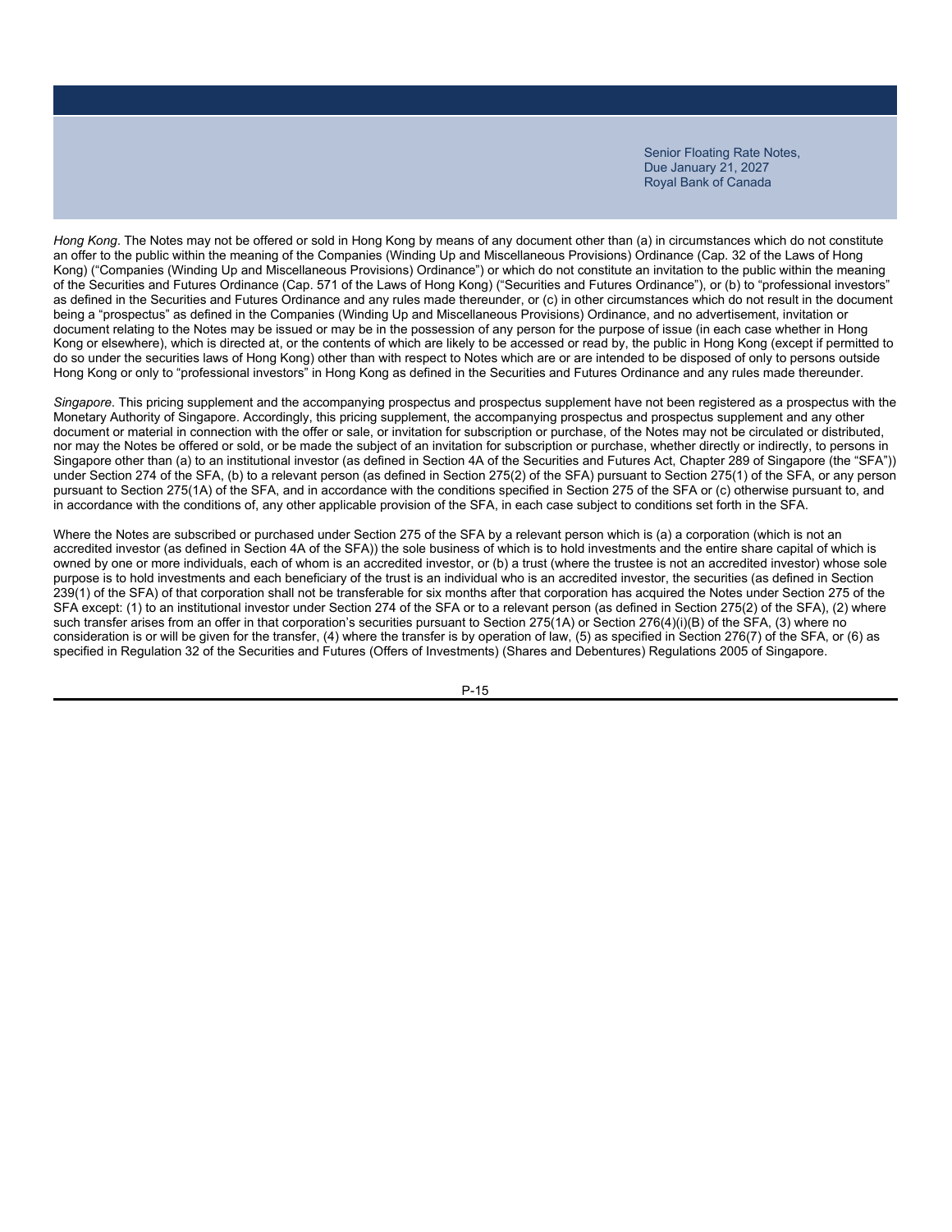*Hong Kong*. The Notes may not be offered or sold in Hong Kong by means of any document other than (a) in circumstances which do not constitute an offer to the public within the meaning of the Companies (Winding Up and Miscellaneous Provisions) Ordinance (Cap. 32 of the Laws of Hong Kong) ("Companies (Winding Up and Miscellaneous Provisions) Ordinance") or which do not constitute an invitation to the public within the meaning of the Securities and Futures Ordinance (Cap. 571 of the Laws of Hong Kong) ("Securities and Futures Ordinance"), or (b) to "professional investors" as defined in the Securities and Futures Ordinance and any rules made thereunder, or (c) in other circumstances which do not result in the document being a "prospectus" as defined in the Companies (Winding Up and Miscellaneous Provisions) Ordinance, and no advertisement, invitation or document relating to the Notes may be issued or may be in the possession of any person for the purpose of issue (in each case whether in Hong Kong or elsewhere), which is directed at, or the contents of which are likely to be accessed or read by, the public in Hong Kong (except if permitted to do so under the securities laws of Hong Kong) other than with respect to Notes which are or are intended to be disposed of only to persons outside Hong Kong or only to "professional investors" in Hong Kong as defined in the Securities and Futures Ordinance and any rules made thereunder.

*Singapore*. This pricing supplement and the accompanying prospectus and prospectus supplement have not been registered as a prospectus with the Monetary Authority of Singapore. Accordingly, this pricing supplement, the accompanying prospectus and prospectus supplement and any other document or material in connection with the offer or sale, or invitation for subscription or purchase, of the Notes may not be circulated or distributed, nor may the Notes be offered or sold, or be made the subject of an invitation for subscription or purchase, whether directly or indirectly, to persons in Singapore other than (a) to an institutional investor (as defined in Section 4A of the Securities and Futures Act, Chapter 289 of Singapore (the "SFA")) under Section 274 of the SFA, (b) to a relevant person (as defined in Section 275(2) of the SFA) pursuant to Section 275(1) of the SFA, or any person pursuant to Section 275(1A) of the SFA, and in accordance with the conditions specified in Section 275 of the SFA or (c) otherwise pursuant to, and in accordance with the conditions of, any other applicable provision of the SFA, in each case subject to conditions set forth in the SFA.

Where the Notes are subscribed or purchased under Section 275 of the SFA by a relevant person which is (a) a corporation (which is not an accredited investor (as defined in Section 4A of the SFA)) the sole business of which is to hold investments and the entire share capital of which is owned by one or more individuals, each of whom is an accredited investor, or (b) a trust (where the trustee is not an accredited investor) whose sole purpose is to hold investments and each beneficiary of the trust is an individual who is an accredited investor, the securities (as defined in Section 239(1) of the SFA) of that corporation shall not be transferable for six months after that corporation has acquired the Notes under Section 275 of the SFA except: (1) to an institutional investor under Section 274 of the SFA or to a relevant person (as defined in Section 275(2) of the SFA), (2) where such transfer arises from an offer in that corporation's securities pursuant to Section 275(1A) or Section 276(4)(i)(B) of the SFA, (3) where no consideration is or will be given for the transfer, (4) where the transfer is by operation of law, (5) as specified in Section 276(7) of the SFA, or (6) as specified in Regulation 32 of the Securities and Futures (Offers of Investments) (Shares and Debentures) Regulations 2005 of Singapore.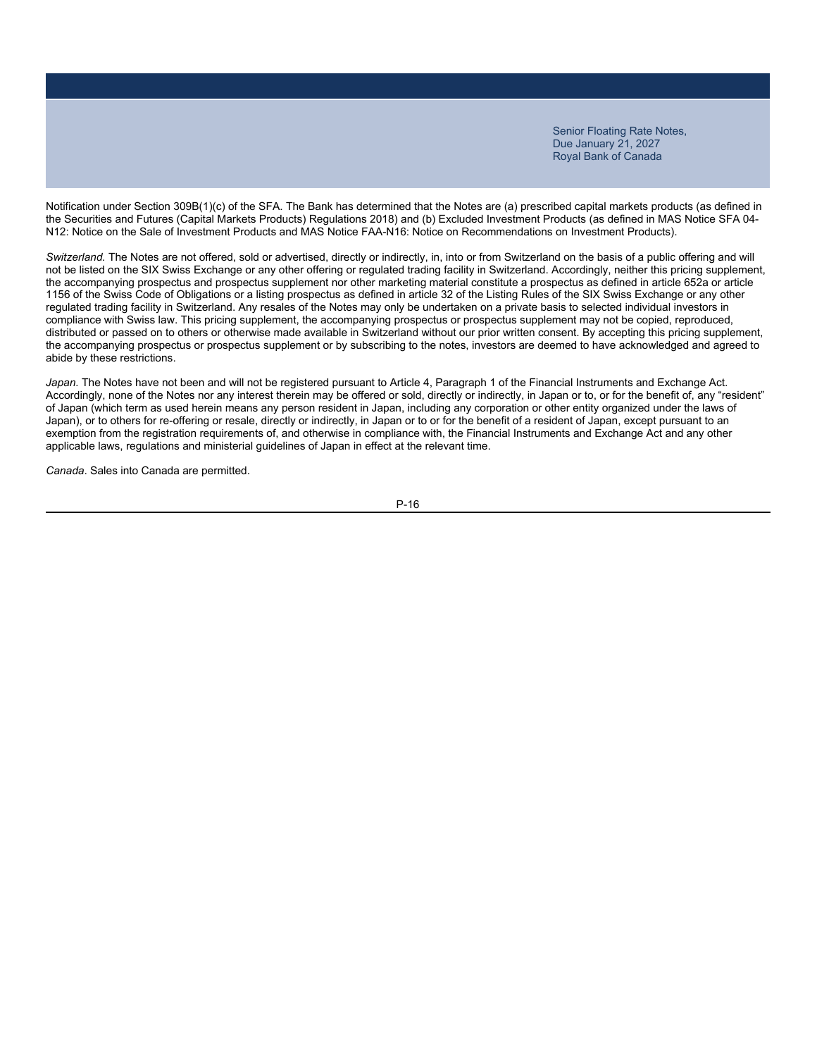Notification under Section 309B(1)(c) of the SFA. The Bank has determined that the Notes are (a) prescribed capital markets products (as defined in the Securities and Futures (Capital Markets Products) Regulations 2018) and (b) Excluded Investment Products (as defined in MAS Notice SFA 04-N12: Notice on the Sale of Investment Products and MAS Notice FAA-N16: Notice on Recommendations on Investment Products).

*Switzerland.* The Notes are not offered, sold or advertised, directly or indirectly, in, into or from Switzerland on the basis of a public offering and will not be listed on the SIX Swiss Exchange or any other offering or regulated trading facility in Switzerland. Accordingly, neither this pricing supplement, the accompanying prospectus and prospectus supplement nor other marketing material constitute a prospectus as defined in article 652a or article 1156 of the Swiss Code of Obligations or a listing prospectus as defined in article 32 of the Listing Rules of the SIX Swiss Exchange or any other regulated trading facility in Switzerland. Any resales of the Notes may only be undertaken on a private basis to selected individual investors in compliance with Swiss law. This pricing supplement, the accompanying prospectus or prospectus supplement may not be copied, reproduced, distributed or passed on to others or otherwise made available in Switzerland without our prior written consent. By accepting this pricing supplement, the accompanying prospectus or prospectus supplement or by subscribing to the notes, investors are deemed to have acknowledged and agreed to abide by these restrictions.

*Japan.* The Notes have not been and will not be registered pursuant to Article 4, Paragraph 1 of the Financial Instruments and Exchange Act. Accordingly, none of the Notes nor any interest therein may be offered or sold, directly or indirectly, in Japan or to, or for the benefit of, any "resident" of Japan (which term as used herein means any person resident in Japan, including any corporation or other entity organized under the laws of Japan), or to others for re-offering or resale, directly or indirectly, in Japan or to or for the benefit of a resident of Japan, except pursuant to an exemption from the registration requirements of, and otherwise in compliance with, the Financial Instruments and Exchange Act and any other applicable laws, regulations and ministerial guidelines of Japan in effect at the relevant time.

*Canada*. Sales into Canada are permitted.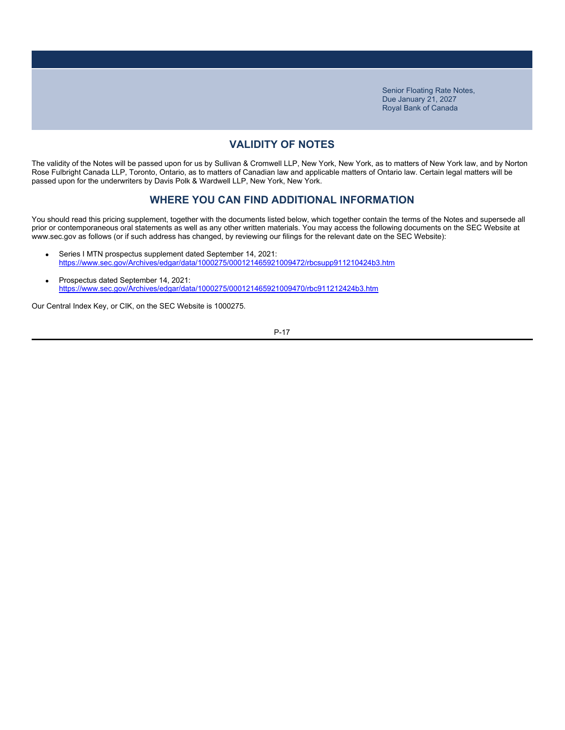## VALIDITY OF NOTES

The validity of the Notes will be passed upon for us by Sullivan & Cromwell LLP, New York, New York, as to matters of New York law, and by Norton Rose Fulbright Canada LLP, Toronto, Ontario, as to matters of Canadian law and applicable matters of Ontario law. Certain legal matters will be passed upon for the underwriters by Davis Polk & Wardwell LLP, New York, New York.

## WHERE YOU CAN FIND ADDITIONAL INFORMATION

You should read this pricing supplement, together with the documents listed below, which together contain the terms of the Notes and supersede all prior or contemporaneous oral statements as well as any other written materials. You may access the following documents on the SEC Website at www.sec.gov as follows (or if such address has changed, by reviewing our filings for the relevant date on the SEC Website):

- Series I MTN prospectus supplement dated September 14, 2021:
  https://www.sec.gov/Archives/edgar/data/1000275/000121465921009472/rbcsupp911210424b3.htm

- Prospectus dated September 14, 2021:
  https://www.sec.gov/Archives/edgar/data/1000275/000121465921009470/rbc911212424b3.htm

Our Central Index Key, or CIK, on the SEC Website is 1000275.